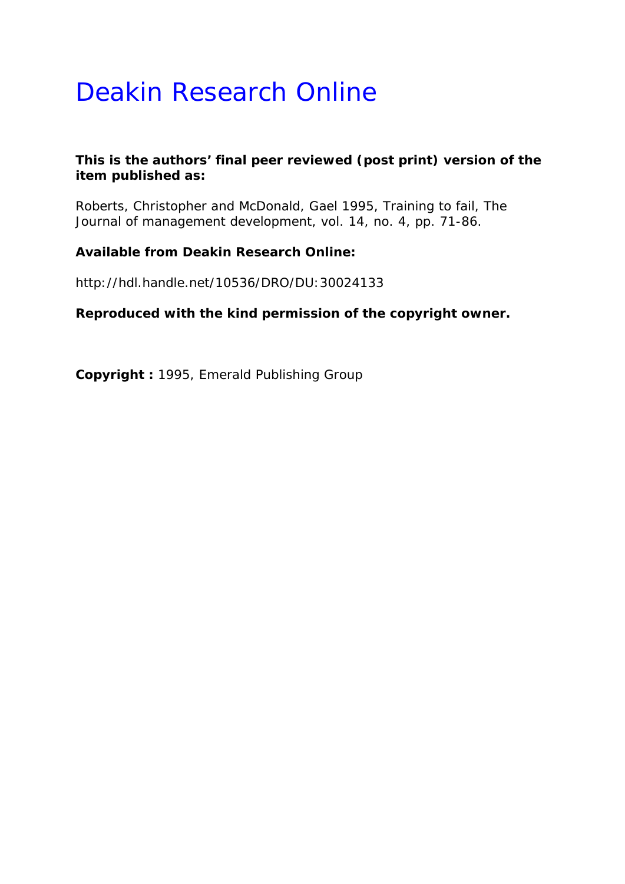# Deakin Research Online

**This is the authors' final peer reviewed (post print) version of the item published as:**

Roberts, Christopher and McDonald, Gael 1995, Training to fail, The Journal of management development, vol. 14, no. 4, pp. 71-86.

**Available from Deakin Research Online:**

http://hdl.handle.net/10536/DRO/DU:30024133

**Reproduced with the kind permission of the copyright owner.**

**Copyright :** 1995, Emerald Publishing Group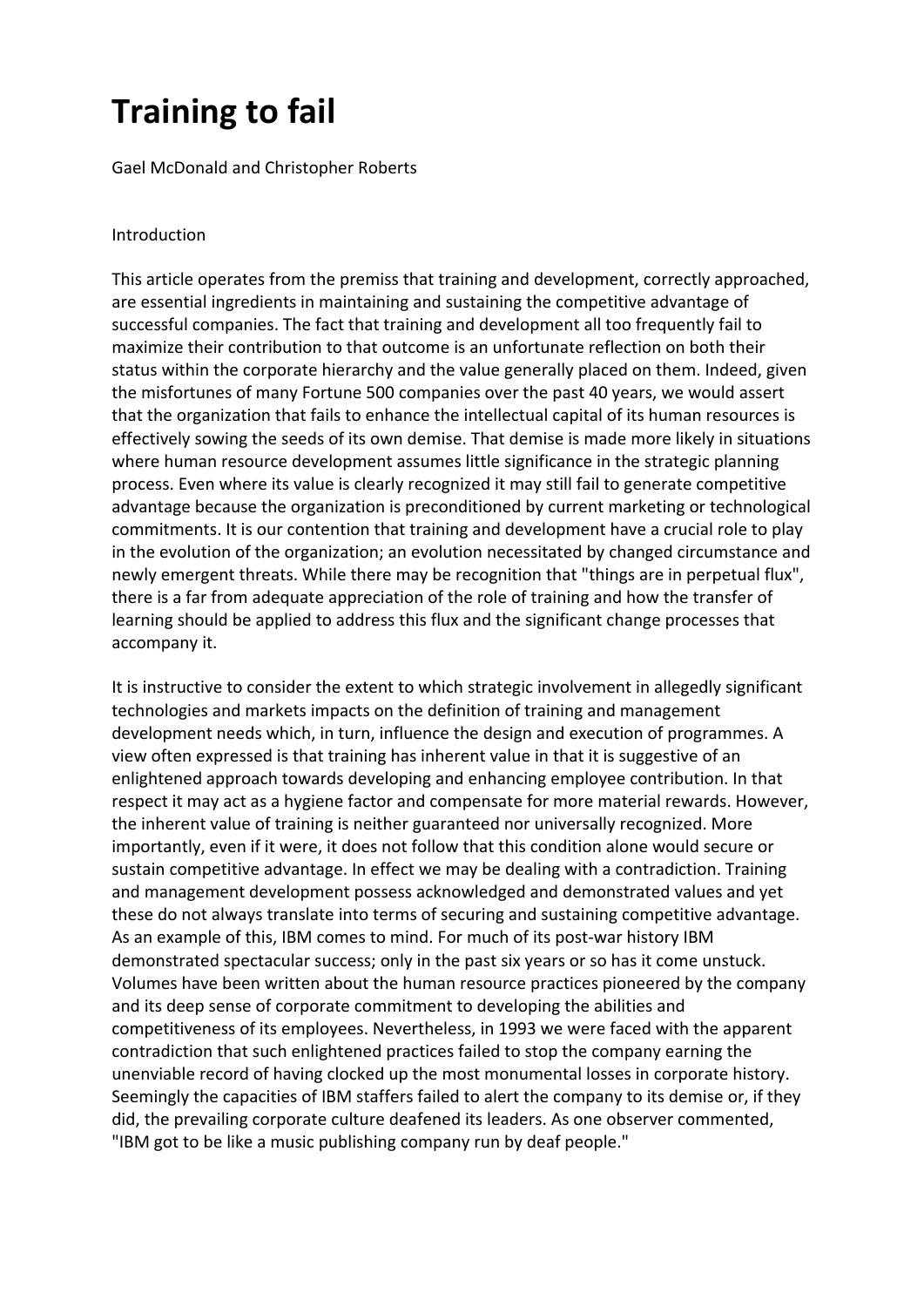# Training to fail

Gael McDonald and Christopher Roberts

Introduction

This article operates from the premiss that training and development, correctly approached, are essential ingredients in maintaining and sustaining the competitive advantage of successful companies. The fact that training and development all too frequently fail to maximize their contribution to that outcome is an unfortunate reflection on both their status within the corporate hierarchy and the value generally placed on them. Indeed, given the misfortunes of many Fortune 500 companies over the past 40 years, we would assert that the organization that fails to enhance the intellectual capital of its human resources is effectively sowing the seeds of its own demise. That demise is made more likely in situations where human resource development assumes little significance in the strategic planning process. Even where its value is clearly recognized it may still fail to generate competitive advantage because the organization is preconditioned by current marketing or technological commitments. It is our contention that training and development have a crucial role to play in the evolution of the organization; an evolution necessitated by changed circumstance and newly emergent threats. While there may be recognition that "things are in perpetual flux", there is a far from adequate appreciation of the role of training and how the transfer of learning should be applied to address this flux and the significant change processes that accompany it.

It is instructive to consider the extent to which strategic involvement in allegedly significant technologies and markets impacts on the definition of training and management development needs which, in turn, influence the design and execution of programmes. A view often expressed is that training has inherent value in that it is suggestive of an enlightened approach towards developing and enhancing employee contribution. In that respect it may act as a hygiene factor and compensate for more material rewards. However, the inherent value of training is neither guaranteed nor universally recognized. More importantly, even if it were, it does not follow that this condition alone would secure or sustain competitive advantage. In effect we may be dealing with a contradiction. Training and management development possess acknowledged and demonstrated values and yet these do not always translate into terms of securing and sustaining competitive advantage. As an example of this, IBM comes to mind. For much of its post-war history IBM demonstrated spectacular success; only in the past six years or so has it come unstuck. Volumes have been written about the human resource practices pioneered by the company and its deep sense of corporate commitment to developing the abilities and competitiveness of its employees. Nevertheless, in 1993 we were faced with the apparent contradiction that such enlightened practices failed to stop the company earning the unenviable record of having clocked up the most monumental losses in corporate history. Seemingly the capacities of IBM staffers failed to alert the company to its demise or, if they did, the prevailing corporate culture deafened its leaders. As one observer commented, "IBM got to be like a music publishing company run by deaf people."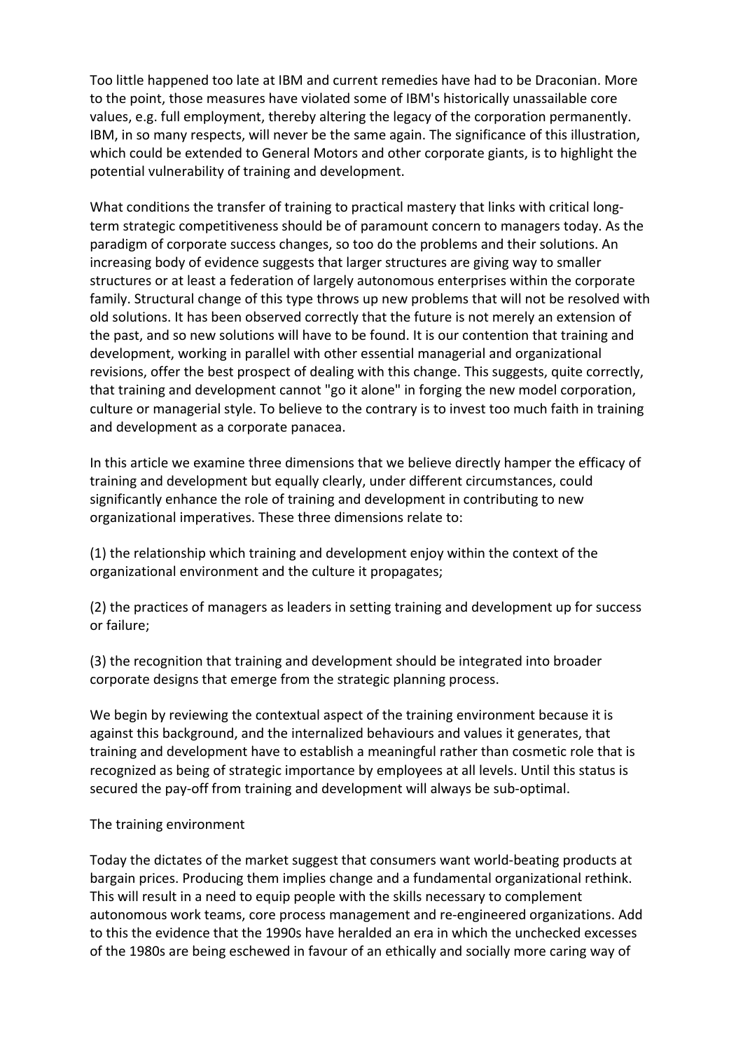Too little happened too late at IBM and current remedies have had to be Draconian. More to the point, those measures have violated some of IBM's historically unassailable core values, e.g. full employment, thereby altering the legacy of the corporation permanently. IBM, in so many respects, will never be the same again. The significance of this illustration, which could be extended to General Motors and other corporate giants, is to highlight the potential vulnerability of training and development.

What conditions the transfer of training to practical mastery that links with critical long-term strategic competitiveness should be of paramount concern to managers today. As the paradigm of corporate success changes, so too do the problems and their solutions. An increasing body of evidence suggests that larger structures are giving way to smaller structures or at least a federation of largely autonomous enterprises within the corporate family. Structural change of this type throws up new problems that will not be resolved with old solutions. It has been observed correctly that the future is not merely an extension of the past, and so new solutions will have to be found. It is our contention that training and development, working in parallel with other essential managerial and organizational revisions, offer the best prospect of dealing with this change. This suggests, quite correctly, that training and development cannot "go it alone" in forging the new model corporation, culture or managerial style. To believe to the contrary is to invest too much faith in training and development as a corporate panacea.

In this article we examine three dimensions that we believe directly hamper the efficacy of training and development but equally clearly, under different circumstances, could significantly enhance the role of training and development in contributing to new organizational imperatives. These three dimensions relate to:

(1) the relationship which training and development enjoy within the context of the organizational environment and the culture it propagates;

(2) the practices of managers as leaders in setting training and development up for success or failure;

(3) the recognition that training and development should be integrated into broader corporate designs that emerge from the strategic planning process.

We begin by reviewing the contextual aspect of the training environment because it is against this background, and the internalized behaviours and values it generates, that training and development have to establish a meaningful rather than cosmetic role that is recognized as being of strategic importance by employees at all levels. Until this status is secured the pay-off from training and development will always be sub-optimal.

## The training environment

Today the dictates of the market suggest that consumers want world-beating products at bargain prices. Producing them implies change and a fundamental organizational rethink. This will result in a need to equip people with the skills necessary to complement autonomous work teams, core process management and re-engineered organizations. Add to this the evidence that the 1990s have heralded an era in which the unchecked excesses of the 1980s are being eschewed in favour of an ethically and socially more caring way of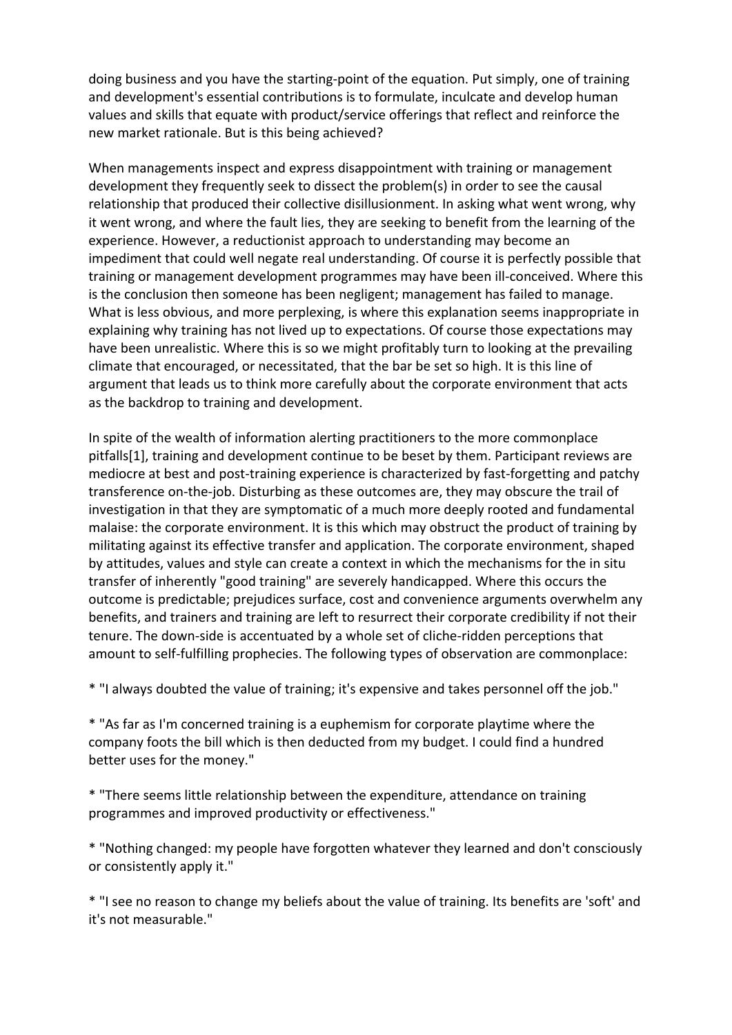doing business and you have the starting-point of the equation. Put simply, one of training and development's essential contributions is to formulate, inculcate and develop human values and skills that equate with product/service offerings that reflect and reinforce the new market rationale. But is this being achieved?

When managements inspect and express disappointment with training or management development they frequently seek to dissect the problem(s) in order to see the causal relationship that produced their collective disillusionment. In asking what went wrong, why it went wrong, and where the fault lies, they are seeking to benefit from the learning of the experience. However, a reductionist approach to understanding may become an impediment that could well negate real understanding. Of course it is perfectly possible that training or management development programmes may have been ill-conceived. Where this is the conclusion then someone has been negligent; management has failed to manage. What is less obvious, and more perplexing, is where this explanation seems inappropriate in explaining why training has not lived up to expectations. Of course those expectations may have been unrealistic. Where this is so we might profitably turn to looking at the prevailing climate that encouraged, or necessitated, that the bar be set so high. It is this line of argument that leads us to think more carefully about the corporate environment that acts as the backdrop to training and development.

In spite of the wealth of information alerting practitioners to the more commonplace pitfalls[1], training and development continue to be beset by them. Participant reviews are mediocre at best and post-training experience is characterized by fast-forgetting and patchy transference on-the-job. Disturbing as these outcomes are, they may obscure the trail of investigation in that they are symptomatic of a much more deeply rooted and fundamental malaise: the corporate environment. It is this which may obstruct the product of training by militating against its effective transfer and application. The corporate environment, shaped by attitudes, values and style can create a context in which the mechanisms for the in situ transfer of inherently "good training" are severely handicapped. Where this occurs the outcome is predictable; prejudices surface, cost and convenience arguments overwhelm any benefits, and trainers and training are left to resurrect their corporate credibility if not their tenure. The down-side is accentuated by a whole set of cliche-ridden perceptions that amount to self-fulfilling prophecies. The following types of observation are commonplace:

* "I always doubted the value of training; it's expensive and takes personnel off the job."

* "As far as I'm concerned training is a euphemism for corporate playtime where the company foots the bill which is then deducted from my budget. I could find a hundred better uses for the money."

* "There seems little relationship between the expenditure, attendance on training programmes and improved productivity or effectiveness."

* "Nothing changed: my people have forgotten whatever they learned and don't consciously or consistently apply it."

* "I see no reason to change my beliefs about the value of training. Its benefits are 'soft' and it's not measurable."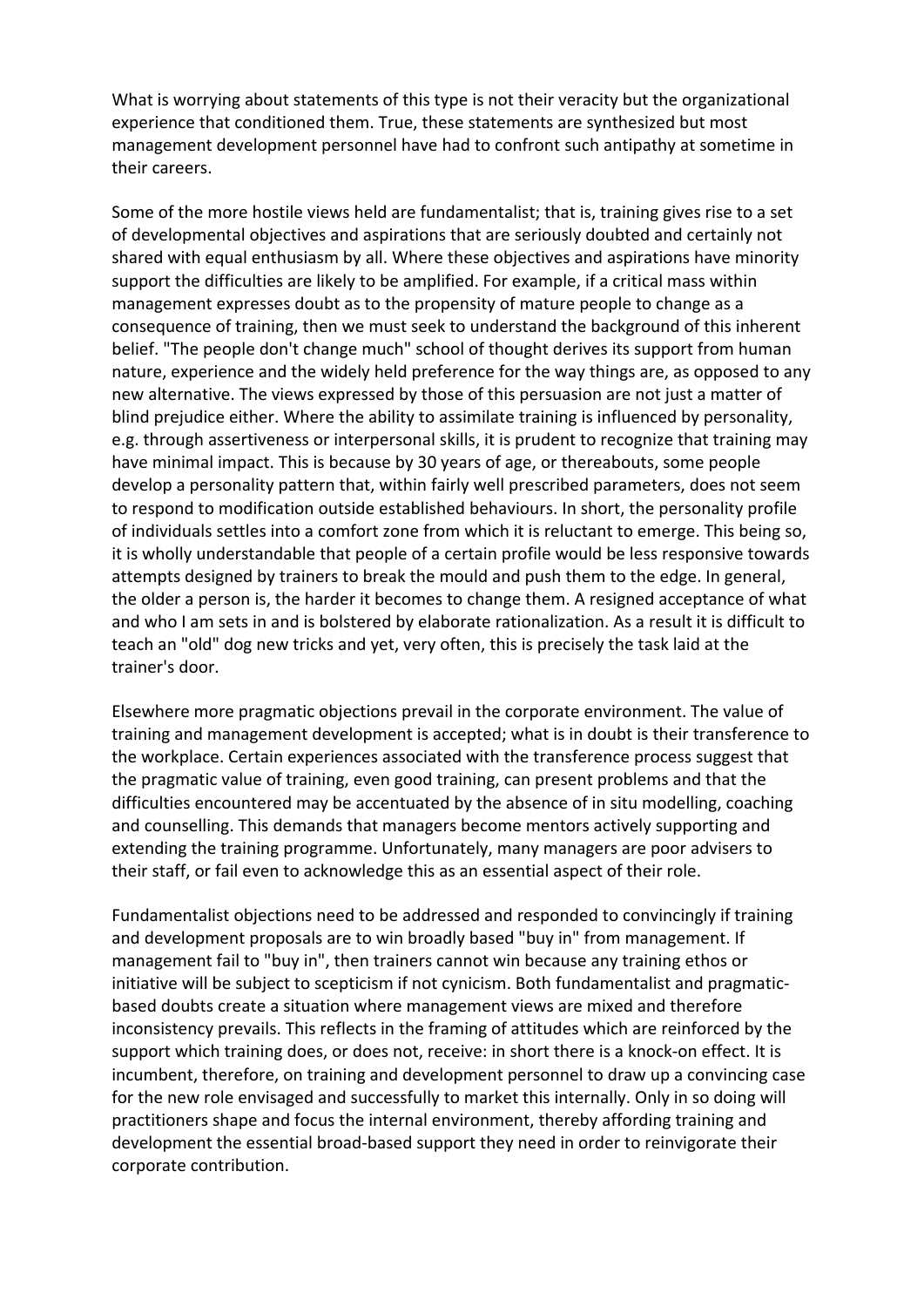What is worrying about statements of this type is not their veracity but the organizational experience that conditioned them. True, these statements are synthesized but most management development personnel have had to confront such antipathy at sometime in their careers.

Some of the more hostile views held are fundamentalist; that is, training gives rise to a set of developmental objectives and aspirations that are seriously doubted and certainly not shared with equal enthusiasm by all. Where these objectives and aspirations have minority support the difficulties are likely to be amplified. For example, if a critical mass within management expresses doubt as to the propensity of mature people to change as a consequence of training, then we must seek to understand the background of this inherent belief. "The people don't change much" school of thought derives its support from human nature, experience and the widely held preference for the way things are, as opposed to any new alternative. The views expressed by those of this persuasion are not just a matter of blind prejudice either. Where the ability to assimilate training is influenced by personality, e.g. through assertiveness or interpersonal skills, it is prudent to recognize that training may have minimal impact. This is because by 30 years of age, or thereabouts, some people develop a personality pattern that, within fairly well prescribed parameters, does not seem to respond to modification outside established behaviours. In short, the personality profile of individuals settles into a comfort zone from which it is reluctant to emerge. This being so, it is wholly understandable that people of a certain profile would be less responsive towards attempts designed by trainers to break the mould and push them to the edge. In general, the older a person is, the harder it becomes to change them. A resigned acceptance of what and who I am sets in and is bolstered by elaborate rationalization. As a result it is difficult to teach an "old" dog new tricks and yet, very often, this is precisely the task laid at the trainer's door.

Elsewhere more pragmatic objections prevail in the corporate environment. The value of training and management development is accepted; what is in doubt is their transference to the workplace. Certain experiences associated with the transference process suggest that the pragmatic value of training, even good training, can present problems and that the difficulties encountered may be accentuated by the absence of in situ modelling, coaching and counselling. This demands that managers become mentors actively supporting and extending the training programme. Unfortunately, many managers are poor advisers to their staff, or fail even to acknowledge this as an essential aspect of their role.

Fundamentalist objections need to be addressed and responded to convincingly if training and development proposals are to win broadly based "buy in" from management. If management fail to "buy in", then trainers cannot win because any training ethos or initiative will be subject to scepticism if not cynicism. Both fundamentalist and pragmatic-based doubts create a situation where management views are mixed and therefore inconsistency prevails. This reflects in the framing of attitudes which are reinforced by the support which training does, or does not, receive: in short there is a knock-on effect. It is incumbent, therefore, on training and development personnel to draw up a convincing case for the new role envisaged and successfully to market this internally. Only in so doing will practitioners shape and focus the internal environment, thereby affording training and development the essential broad-based support they need in order to reinvigorate their corporate contribution.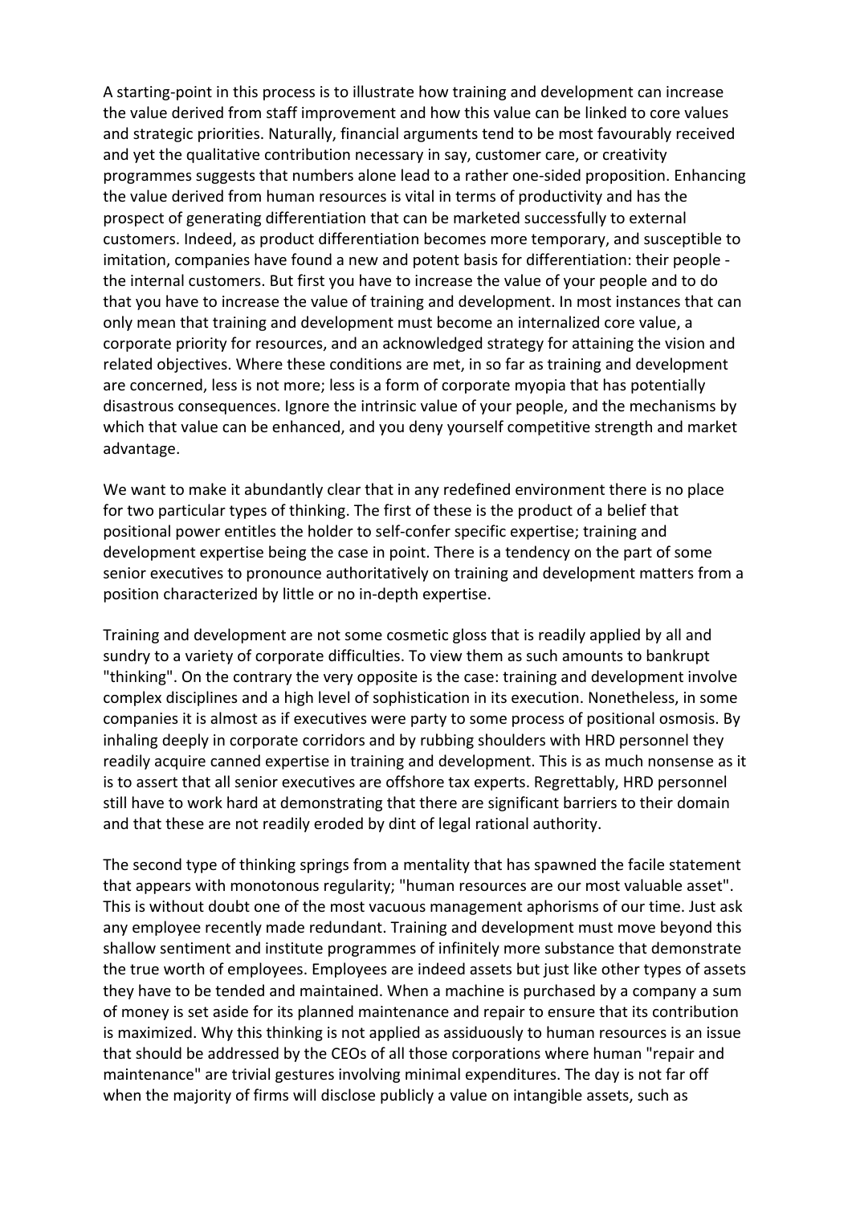A starting-point in this process is to illustrate how training and development can increase the value derived from staff improvement and how this value can be linked to core values and strategic priorities. Naturally, financial arguments tend to be most favourably received and yet the qualitative contribution necessary in say, customer care, or creativity programmes suggests that numbers alone lead to a rather one-sided proposition. Enhancing the value derived from human resources is vital in terms of productivity and has the prospect of generating differentiation that can be marketed successfully to external customers. Indeed, as product differentiation becomes more temporary, and susceptible to imitation, companies have found a new and potent basis for differentiation: their people - the internal customers. But first you have to increase the value of your people and to do that you have to increase the value of training and development. In most instances that can only mean that training and development must become an internalized core value, a corporate priority for resources, and an acknowledged strategy for attaining the vision and related objectives. Where these conditions are met, in so far as training and development are concerned, less is not more; less is a form of corporate myopia that has potentially disastrous consequences. Ignore the intrinsic value of your people, and the mechanisms by which that value can be enhanced, and you deny yourself competitive strength and market advantage.

We want to make it abundantly clear that in any redefined environment there is no place for two particular types of thinking. The first of these is the product of a belief that positional power entitles the holder to self-confer specific expertise; training and development expertise being the case in point. There is a tendency on the part of some senior executives to pronounce authoritatively on training and development matters from a position characterized by little or no in-depth expertise.

Training and development are not some cosmetic gloss that is readily applied by all and sundry to a variety of corporate difficulties. To view them as such amounts to bankrupt "thinking". On the contrary the very opposite is the case: training and development involve complex disciplines and a high level of sophistication in its execution. Nonetheless, in some companies it is almost as if executives were party to some process of positional osmosis. By inhaling deeply in corporate corridors and by rubbing shoulders with HRD personnel they readily acquire canned expertise in training and development. This is as much nonsense as it is to assert that all senior executives are offshore tax experts. Regrettably, HRD personnel still have to work hard at demonstrating that there are significant barriers to their domain and that these are not readily eroded by dint of legal rational authority.

The second type of thinking springs from a mentality that has spawned the facile statement that appears with monotonous regularity; "human resources are our most valuable asset". This is without doubt one of the most vacuous management aphorisms of our time. Just ask any employee recently made redundant. Training and development must move beyond this shallow sentiment and institute programmes of infinitely more substance that demonstrate the true worth of employees. Employees are indeed assets but just like other types of assets they have to be tended and maintained. When a machine is purchased by a company a sum of money is set aside for its planned maintenance and repair to ensure that its contribution is maximized. Why this thinking is not applied as assiduously to human resources is an issue that should be addressed by the CEOs of all those corporations where human "repair and maintenance" are trivial gestures involving minimal expenditures. The day is not far off when the majority of firms will disclose publicly a value on intangible assets, such as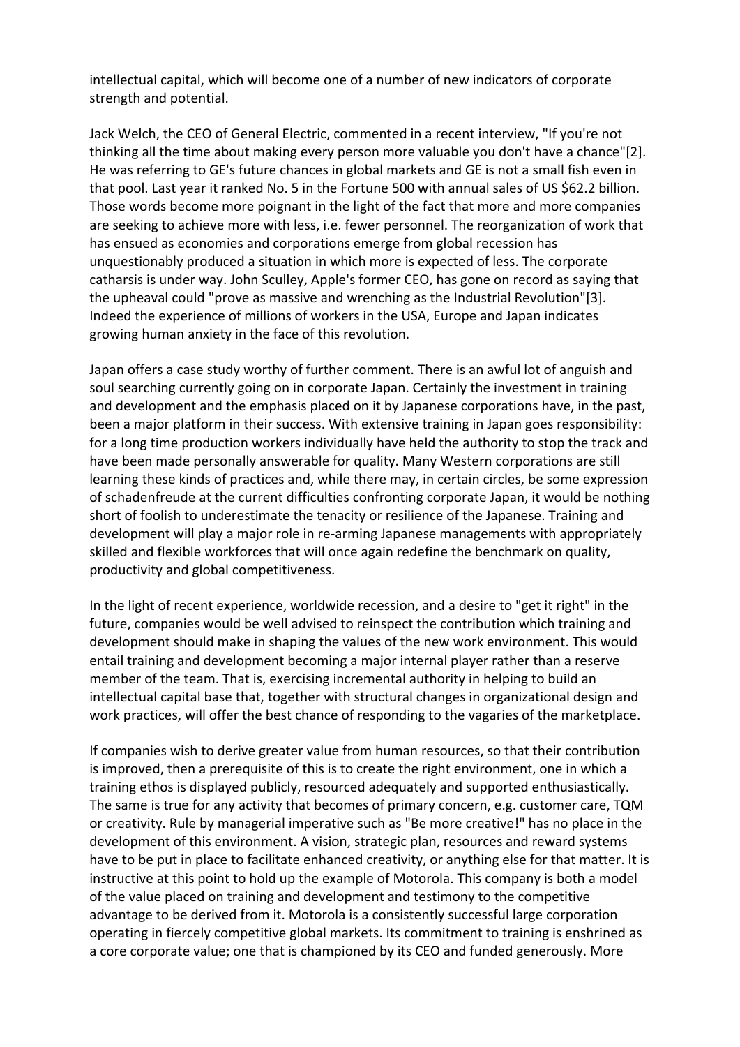intellectual capital, which will become one of a number of new indicators of corporate strength and potential.

Jack Welch, the CEO of General Electric, commented in a recent interview, "If you're not thinking all the time about making every person more valuable you don't have a chance"[2]. He was referring to GE's future chances in global markets and GE is not a small fish even in that pool. Last year it ranked No. 5 in the Fortune 500 with annual sales of US $62.2 billion. Those words become more poignant in the light of the fact that more and more companies are seeking to achieve more with less, i.e. fewer personnel. The reorganization of work that has ensued as economies and corporations emerge from global recession has unquestionably produced a situation in which more is expected of less. The corporate catharsis is under way. John Sculley, Apple's former CEO, has gone on record as saying that the upheaval could "prove as massive and wrenching as the Industrial Revolution"[3]. Indeed the experience of millions of workers in the USA, Europe and Japan indicates growing human anxiety in the face of this revolution.

Japan offers a case study worthy of further comment. There is an awful lot of anguish and soul searching currently going on in corporate Japan. Certainly the investment in training and development and the emphasis placed on it by Japanese corporations have, in the past, been a major platform in their success. With extensive training in Japan goes responsibility: for a long time production workers individually have held the authority to stop the track and have been made personally answerable for quality. Many Western corporations are still learning these kinds of practices and, while there may, in certain circles, be some expression of schadenfreude at the current difficulties confronting corporate Japan, it would be nothing short of foolish to underestimate the tenacity or resilience of the Japanese. Training and development will play a major role in re-arming Japanese managements with appropriately skilled and flexible workforces that will once again redefine the benchmark on quality, productivity and global competitiveness.

In the light of recent experience, worldwide recession, and a desire to "get it right" in the future, companies would be well advised to reinspect the contribution which training and development should make in shaping the values of the new work environment. This would entail training and development becoming a major internal player rather than a reserve member of the team. That is, exercising incremental authority in helping to build an intellectual capital base that, together with structural changes in organizational design and work practices, will offer the best chance of responding to the vagaries of the marketplace.

If companies wish to derive greater value from human resources, so that their contribution is improved, then a prerequisite of this is to create the right environment, one in which a training ethos is displayed publicly, resourced adequately and supported enthusiastically. The same is true for any activity that becomes of primary concern, e.g. customer care, TQM or creativity. Rule by managerial imperative such as "Be more creative!" has no place in the development of this environment. A vision, strategic plan, resources and reward systems have to be put in place to facilitate enhanced creativity, or anything else for that matter. It is instructive at this point to hold up the example of Motorola. This company is both a model of the value placed on training and development and testimony to the competitive advantage to be derived from it. Motorola is a consistently successful large corporation operating in fiercely competitive global markets. Its commitment to training is enshrined as a core corporate value; one that is championed by its CEO and funded generously. More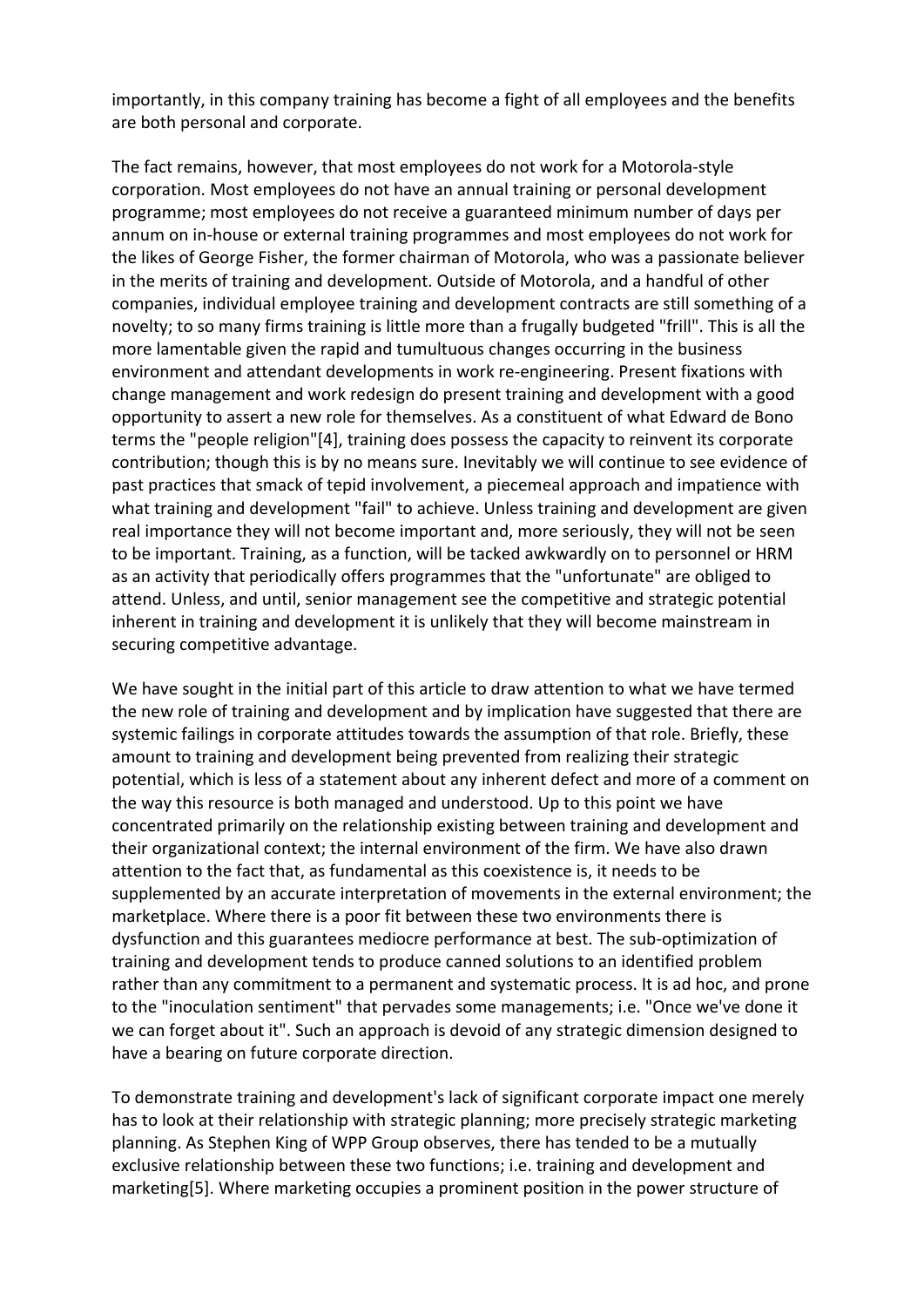importantly, in this company training has become a fight of all employees and the benefits are both personal and corporate.

The fact remains, however, that most employees do not work for a Motorola-style corporation. Most employees do not have an annual training or personal development programme; most employees do not receive a guaranteed minimum number of days per annum on in-house or external training programmes and most employees do not work for the likes of George Fisher, the former chairman of Motorola, who was a passionate believer in the merits of training and development. Outside of Motorola, and a handful of other companies, individual employee training and development contracts are still something of a novelty; to so many firms training is little more than a frugally budgeted "frill". This is all the more lamentable given the rapid and tumultuous changes occurring in the business environment and attendant developments in work re-engineering. Present fixations with change management and work redesign do present training and development with a good opportunity to assert a new role for themselves. As a constituent of what Edward de Bono terms the "people religion"[4], training does possess the capacity to reinvent its corporate contribution; though this is by no means sure. Inevitably we will continue to see evidence of past practices that smack of tepid involvement, a piecemeal approach and impatience with what training and development "fail" to achieve. Unless training and development are given real importance they will not become important and, more seriously, they will not be seen to be important. Training, as a function, will be tacked awkwardly on to personnel or HRM as an activity that periodically offers programmes that the "unfortunate" are obliged to attend. Unless, and until, senior management see the competitive and strategic potential inherent in training and development it is unlikely that they will become mainstream in securing competitive advantage.

We have sought in the initial part of this article to draw attention to what we have termed the new role of training and development and by implication have suggested that there are systemic failings in corporate attitudes towards the assumption of that role. Briefly, these amount to training and development being prevented from realizing their strategic potential, which is less of a statement about any inherent defect and more of a comment on the way this resource is both managed and understood. Up to this point we have concentrated primarily on the relationship existing between training and development and their organizational context; the internal environment of the firm. We have also drawn attention to the fact that, as fundamental as this coexistence is, it needs to be supplemented by an accurate interpretation of movements in the external environment; the marketplace. Where there is a poor fit between these two environments there is dysfunction and this guarantees mediocre performance at best. The sub-optimization of training and development tends to produce canned solutions to an identified problem rather than any commitment to a permanent and systematic process. It is ad hoc, and prone to the "inoculation sentiment" that pervades some managements; i.e. "Once we've done it we can forget about it". Such an approach is devoid of any strategic dimension designed to have a bearing on future corporate direction.

To demonstrate training and development's lack of significant corporate impact one merely has to look at their relationship with strategic planning; more precisely strategic marketing planning. As Stephen King of WPP Group observes, there has tended to be a mutually exclusive relationship between these two functions; i.e. training and development and marketing[5]. Where marketing occupies a prominent position in the power structure of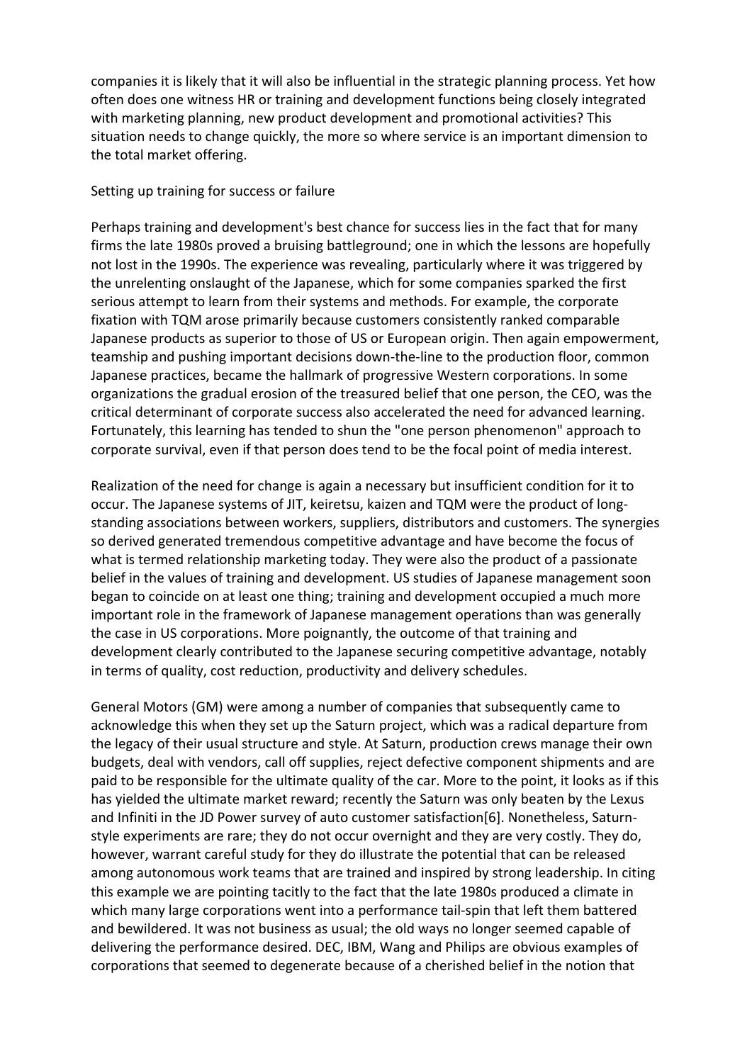companies it is likely that it will also be influential in the strategic planning process. Yet how often does one witness HR or training and development functions being closely integrated with marketing planning, new product development and promotional activities? This situation needs to change quickly, the more so where service is an important dimension to the total market offering.

## Setting up training for success or failure

Perhaps training and development's best chance for success lies in the fact that for many firms the late 1980s proved a bruising battleground; one in which the lessons are hopefully not lost in the 1990s. The experience was revealing, particularly where it was triggered by the unrelenting onslaught of the Japanese, which for some companies sparked the first serious attempt to learn from their systems and methods. For example, the corporate fixation with TQM arose primarily because customers consistently ranked comparable Japanese products as superior to those of US or European origin. Then again empowerment, teamship and pushing important decisions down-the-line to the production floor, common Japanese practices, became the hallmark of progressive Western corporations. In some organizations the gradual erosion of the treasured belief that one person, the CEO, was the critical determinant of corporate success also accelerated the need for advanced learning. Fortunately, this learning has tended to shun the "one person phenomenon" approach to corporate survival, even if that person does tend to be the focal point of media interest.

Realization of the need for change is again a necessary but insufficient condition for it to occur. The Japanese systems of JIT, keiretsu, kaizen and TQM were the product of long-standing associations between workers, suppliers, distributors and customers. The synergies so derived generated tremendous competitive advantage and have become the focus of what is termed relationship marketing today. They were also the product of a passionate belief in the values of training and development. US studies of Japanese management soon began to coincide on at least one thing; training and development occupied a much more important role in the framework of Japanese management operations than was generally the case in US corporations. More poignantly, the outcome of that training and development clearly contributed to the Japanese securing competitive advantage, notably in terms of quality, cost reduction, productivity and delivery schedules.

General Motors (GM) were among a number of companies that subsequently came to acknowledge this when they set up the Saturn project, which was a radical departure from the legacy of their usual structure and style. At Saturn, production crews manage their own budgets, deal with vendors, call off supplies, reject defective component shipments and are paid to be responsible for the ultimate quality of the car. More to the point, it looks as if this has yielded the ultimate market reward; recently the Saturn was only beaten by the Lexus and Infiniti in the JD Power survey of auto customer satisfaction[6]. Nonetheless, Saturn-style experiments are rare; they do not occur overnight and they are very costly. They do, however, warrant careful study for they do illustrate the potential that can be released among autonomous work teams that are trained and inspired by strong leadership. In citing this example we are pointing tacitly to the fact that the late 1980s produced a climate in which many large corporations went into a performance tail-spin that left them battered and bewildered. It was not business as usual; the old ways no longer seemed capable of delivering the performance desired. DEC, IBM, Wang and Philips are obvious examples of corporations that seemed to degenerate because of a cherished belief in the notion that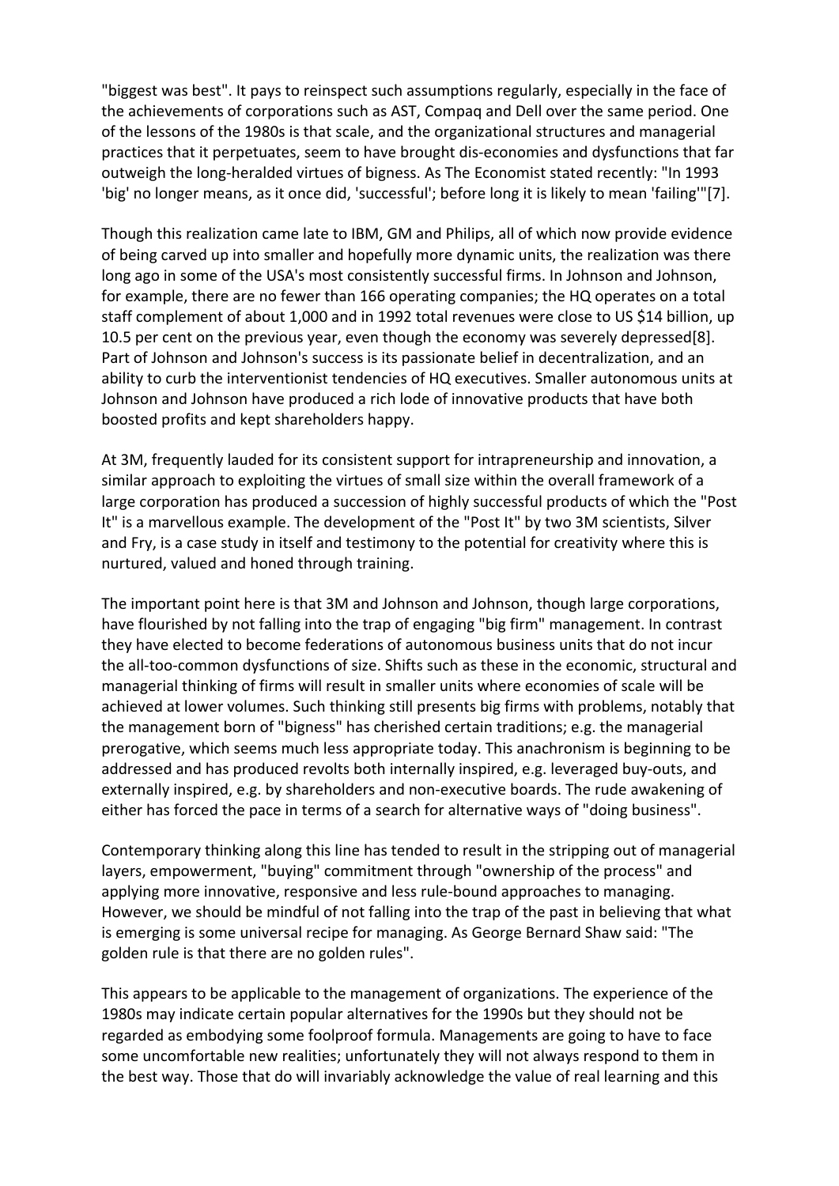"biggest was best". It pays to reinspect such assumptions regularly, especially in the face of the achievements of corporations such as AST, Compaq and Dell over the same period. One of the lessons of the 1980s is that scale, and the organizational structures and managerial practices that it perpetuates, seem to have brought dis-economies and dysfunctions that far outweigh the long-heralded virtues of bigness. As The Economist stated recently: "In 1993 'big' no longer means, as it once did, 'successful'; before long it is likely to mean 'failing'"[7].

Though this realization came late to IBM, GM and Philips, all of which now provide evidence of being carved up into smaller and hopefully more dynamic units, the realization was there long ago in some of the USA's most consistently successful firms. In Johnson and Johnson, for example, there are no fewer than 166 operating companies; the HQ operates on a total staff complement of about 1,000 and in 1992 total revenues were close to US $14 billion, up 10.5 per cent on the previous year, even though the economy was severely depressed[8]. Part of Johnson and Johnson's success is its passionate belief in decentralization, and an ability to curb the interventionist tendencies of HQ executives. Smaller autonomous units at Johnson and Johnson have produced a rich lode of innovative products that have both boosted profits and kept shareholders happy.

At 3M, frequently lauded for its consistent support for intrapreneurship and innovation, a similar approach to exploiting the virtues of small size within the overall framework of a large corporation has produced a succession of highly successful products of which the "Post It" is a marvellous example. The development of the "Post It" by two 3M scientists, Silver and Fry, is a case study in itself and testimony to the potential for creativity where this is nurtured, valued and honed through training.

The important point here is that 3M and Johnson and Johnson, though large corporations, have flourished by not falling into the trap of engaging "big firm" management. In contrast they have elected to become federations of autonomous business units that do not incur the all-too-common dysfunctions of size. Shifts such as these in the economic, structural and managerial thinking of firms will result in smaller units where economies of scale will be achieved at lower volumes. Such thinking still presents big firms with problems, notably that the management born of "bigness" has cherished certain traditions; e.g. the managerial prerogative, which seems much less appropriate today. This anachronism is beginning to be addressed and has produced revolts both internally inspired, e.g. leveraged buy-outs, and externally inspired, e.g. by shareholders and non-executive boards. The rude awakening of either has forced the pace in terms of a search for alternative ways of "doing business".

Contemporary thinking along this line has tended to result in the stripping out of managerial layers, empowerment, "buying" commitment through "ownership of the process" and applying more innovative, responsive and less rule-bound approaches to managing. However, we should be mindful of not falling into the trap of the past in believing that what is emerging is some universal recipe for managing. As George Bernard Shaw said: "The golden rule is that there are no golden rules".

This appears to be applicable to the management of organizations. The experience of the 1980s may indicate certain popular alternatives for the 1990s but they should not be regarded as embodying some foolproof formula. Managements are going to have to face some uncomfortable new realities; unfortunately they will not always respond to them in the best way. Those that do will invariably acknowledge the value of real learning and this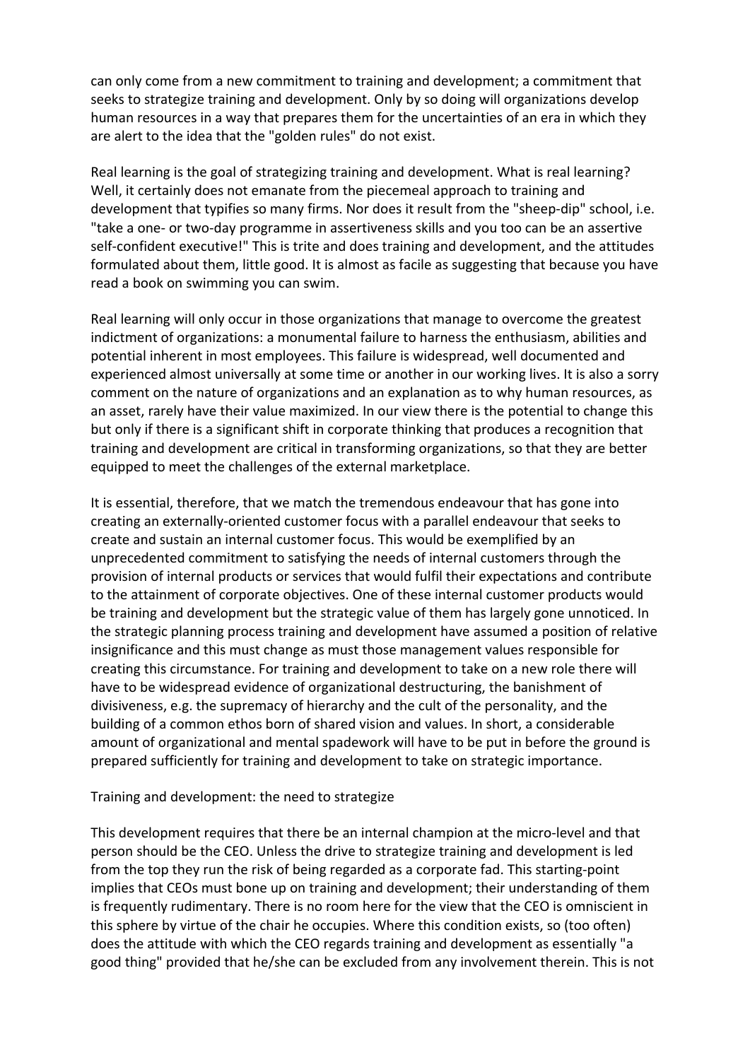can only come from a new commitment to training and development; a commitment that seeks to strategize training and development. Only by so doing will organizations develop human resources in a way that prepares them for the uncertainties of an era in which they are alert to the idea that the "golden rules" do not exist.

Real learning is the goal of strategizing training and development. What is real learning? Well, it certainly does not emanate from the piecemeal approach to training and development that typifies so many firms. Nor does it result from the "sheep-dip" school, i.e. "take a one- or two-day programme in assertiveness skills and you too can be an assertive self-confident executive!" This is trite and does training and development, and the attitudes formulated about them, little good. It is almost as facile as suggesting that because you have read a book on swimming you can swim.

Real learning will only occur in those organizations that manage to overcome the greatest indictment of organizations: a monumental failure to harness the enthusiasm, abilities and potential inherent in most employees. This failure is widespread, well documented and experienced almost universally at some time or another in our working lives. It is also a sorry comment on the nature of organizations and an explanation as to why human resources, as an asset, rarely have their value maximized. In our view there is the potential to change this but only if there is a significant shift in corporate thinking that produces a recognition that training and development are critical in transforming organizations, so that they are better equipped to meet the challenges of the external marketplace.

It is essential, therefore, that we match the tremendous endeavour that has gone into creating an externally-oriented customer focus with a parallel endeavour that seeks to create and sustain an internal customer focus. This would be exemplified by an unprecedented commitment to satisfying the needs of internal customers through the provision of internal products or services that would fulfil their expectations and contribute to the attainment of corporate objectives. One of these internal customer products would be training and development but the strategic value of them has largely gone unnoticed. In the strategic planning process training and development have assumed a position of relative insignificance and this must change as must those management values responsible for creating this circumstance. For training and development to take on a new role there will have to be widespread evidence of organizational destructuring, the banishment of divisiveness, e.g. the supremacy of hierarchy and the cult of the personality, and the building of a common ethos born of shared vision and values. In short, a considerable amount of organizational and mental spadework will have to be put in before the ground is prepared sufficiently for training and development to take on strategic importance.

## Training and development: the need to strategize

This development requires that there be an internal champion at the micro-level and that person should be the CEO. Unless the drive to strategize training and development is led from the top they run the risk of being regarded as a corporate fad. This starting-point implies that CEOs must bone up on training and development; their understanding of them is frequently rudimentary. There is no room here for the view that the CEO is omniscient in this sphere by virtue of the chair he occupies. Where this condition exists, so (too often) does the attitude with which the CEO regards training and development as essentially "a good thing" provided that he/she can be excluded from any involvement therein. This is not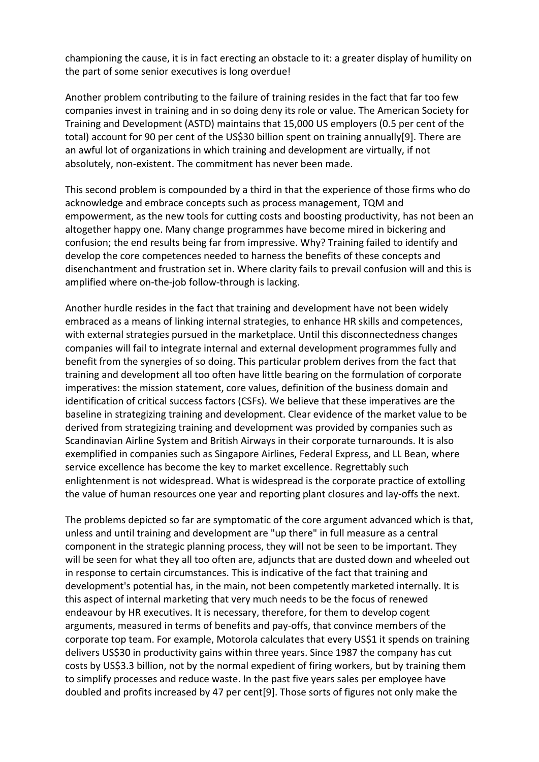championing the cause, it is in fact erecting an obstacle to it: a greater display of humility on the part of some senior executives is long overdue!

Another problem contributing to the failure of training resides in the fact that far too few companies invest in training and in so doing deny its role or value. The American Society for Training and Development (ASTD) maintains that 15,000 US employers (0.5 per cent of the total) account for 90 per cent of the US$30 billion spent on training annually[9]. There are an awful lot of organizations in which training and development are virtually, if not absolutely, non-existent. The commitment has never been made.

This second problem is compounded by a third in that the experience of those firms who do acknowledge and embrace concepts such as process management, TQM and empowerment, as the new tools for cutting costs and boosting productivity, has not been an altogether happy one. Many change programmes have become mired in bickering and confusion; the end results being far from impressive. Why? Training failed to identify and develop the core competences needed to harness the benefits of these concepts and disenchantment and frustration set in. Where clarity fails to prevail confusion will and this is amplified where on-the-job follow-through is lacking.

Another hurdle resides in the fact that training and development have not been widely embraced as a means of linking internal strategies, to enhance HR skills and competences, with external strategies pursued in the marketplace. Until this disconnectedness changes companies will fail to integrate internal and external development programmes fully and benefit from the synergies of so doing. This particular problem derives from the fact that training and development all too often have little bearing on the formulation of corporate imperatives: the mission statement, core values, definition of the business domain and identification of critical success factors (CSFs). We believe that these imperatives are the baseline in strategizing training and development. Clear evidence of the market value to be derived from strategizing training and development was provided by companies such as Scandinavian Airline System and British Airways in their corporate turnarounds. It is also exemplified in companies such as Singapore Airlines, Federal Express, and LL Bean, where service excellence has become the key to market excellence. Regrettably such enlightenment is not widespread. What is widespread is the corporate practice of extolling the value of human resources one year and reporting plant closures and lay-offs the next.

The problems depicted so far are symptomatic of the core argument advanced which is that, unless and until training and development are "up there" in full measure as a central component in the strategic planning process, they will not be seen to be important. They will be seen for what they all too often are, adjuncts that are dusted down and wheeled out in response to certain circumstances. This is indicative of the fact that training and development's potential has, in the main, not been competently marketed internally. It is this aspect of internal marketing that very much needs to be the focus of renewed endeavour by HR executives. It is necessary, therefore, for them to develop cogent arguments, measured in terms of benefits and pay-offs, that convince members of the corporate top team. For example, Motorola calculates that every US$1 it spends on training delivers US$30 in productivity gains within three years. Since 1987 the company has cut costs by US$3.3 billion, not by the normal expedient of firing workers, but by training them to simplify processes and reduce waste. In the past five years sales per employee have doubled and profits increased by 47 per cent[9]. Those sorts of figures not only make the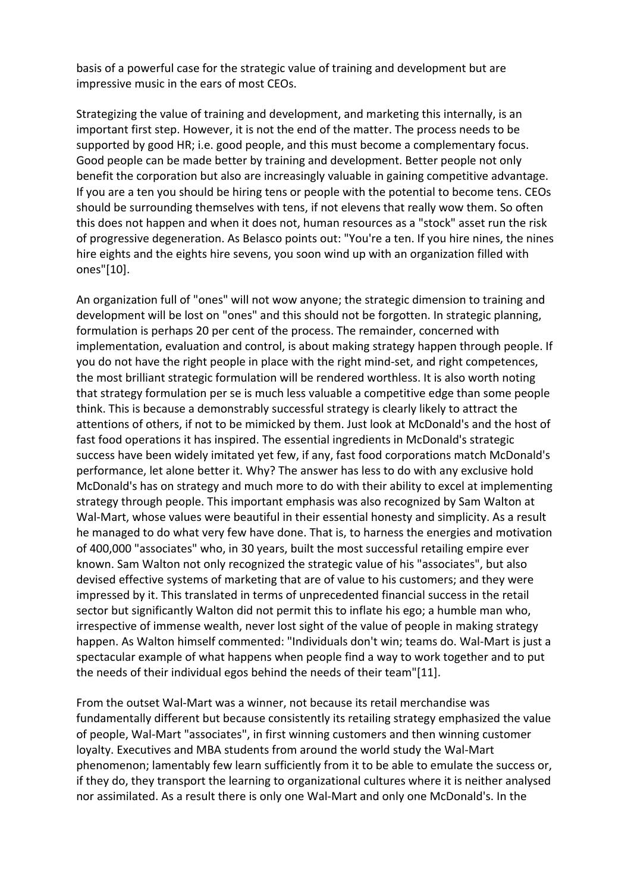basis of a powerful case for the strategic value of training and development but are impressive music in the ears of most CEOs.

Strategizing the value of training and development, and marketing this internally, is an important first step. However, it is not the end of the matter. The process needs to be supported by good HR; i.e. good people, and this must become a complementary focus. Good people can be made better by training and development. Better people not only benefit the corporation but also are increasingly valuable in gaining competitive advantage. If you are a ten you should be hiring tens or people with the potential to become tens. CEOs should be surrounding themselves with tens, if not elevens that really wow them. So often this does not happen and when it does not, human resources as a "stock" asset run the risk of progressive degeneration. As Belasco points out: "You're a ten. If you hire nines, the nines hire eights and the eights hire sevens, you soon wind up with an organization filled with ones"[10].

An organization full of "ones" will not wow anyone; the strategic dimension to training and development will be lost on "ones" and this should not be forgotten. In strategic planning, formulation is perhaps 20 per cent of the process. The remainder, concerned with implementation, evaluation and control, is about making strategy happen through people. If you do not have the right people in place with the right mind-set, and right competences, the most brilliant strategic formulation will be rendered worthless. It is also worth noting that strategy formulation per se is much less valuable a competitive edge than some people think. This is because a demonstrably successful strategy is clearly likely to attract the attentions of others, if not to be mimicked by them. Just look at McDonald's and the host of fast food operations it has inspired. The essential ingredients in McDonald's strategic success have been widely imitated yet few, if any, fast food corporations match McDonald's performance, let alone better it. Why? The answer has less to do with any exclusive hold McDonald's has on strategy and much more to do with their ability to excel at implementing strategy through people. This important emphasis was also recognized by Sam Walton at Wal-Mart, whose values were beautiful in their essential honesty and simplicity. As a result he managed to do what very few have done. That is, to harness the energies and motivation of 400,000 "associates" who, in 30 years, built the most successful retailing empire ever known. Sam Walton not only recognized the strategic value of his "associates", but also devised effective systems of marketing that are of value to his customers; and they were impressed by it. This translated in terms of unprecedented financial success in the retail sector but significantly Walton did not permit this to inflate his ego; a humble man who, irrespective of immense wealth, never lost sight of the value of people in making strategy happen. As Walton himself commented: "Individuals don't win; teams do. Wal-Mart is just a spectacular example of what happens when people find a way to work together and to put the needs of their individual egos behind the needs of their team"[11].

From the outset Wal-Mart was a winner, not because its retail merchandise was fundamentally different but because consistently its retailing strategy emphasized the value of people, Wal-Mart "associates", in first winning customers and then winning customer loyalty. Executives and MBA students from around the world study the Wal-Mart phenomenon; lamentably few learn sufficiently from it to be able to emulate the success or, if they do, they transport the learning to organizational cultures where it is neither analysed nor assimilated. As a result there is only one Wal-Mart and only one McDonald's. In the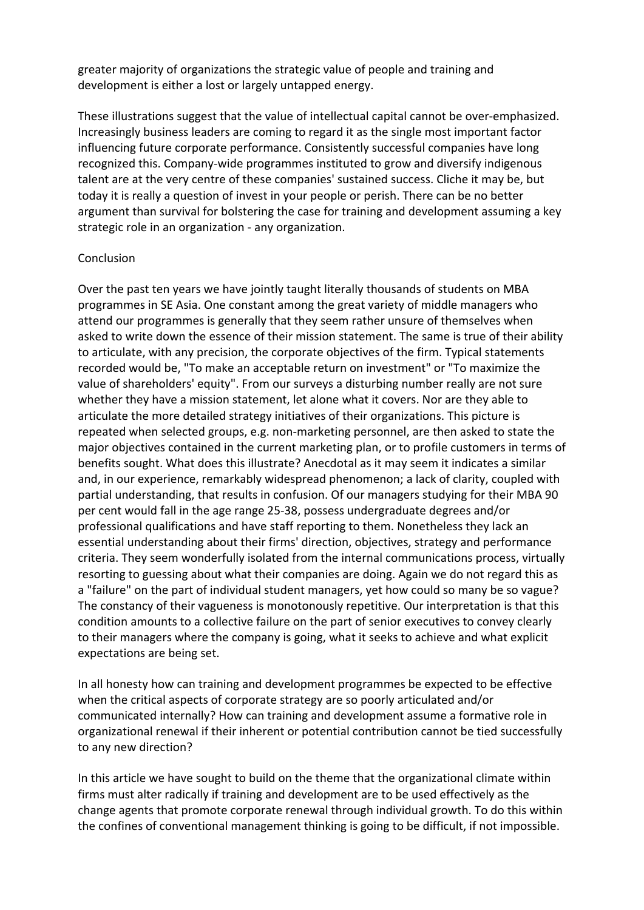greater majority of organizations the strategic value of people and training and development is either a lost or largely untapped energy.

These illustrations suggest that the value of intellectual capital cannot be over-emphasized. Increasingly business leaders are coming to regard it as the single most important factor influencing future corporate performance. Consistently successful companies have long recognized this. Company-wide programmes instituted to grow and diversify indigenous talent are at the very centre of these companies' sustained success. Cliche it may be, but today it is really a question of invest in your people or perish. There can be no better argument than survival for bolstering the case for training and development assuming a key strategic role in an organization - any organization.

## Conclusion

Over the past ten years we have jointly taught literally thousands of students on MBA programmes in SE Asia. One constant among the great variety of middle managers who attend our programmes is generally that they seem rather unsure of themselves when asked to write down the essence of their mission statement. The same is true of their ability to articulate, with any precision, the corporate objectives of the firm. Typical statements recorded would be, "To make an acceptable return on investment" or "To maximize the value of shareholders' equity". From our surveys a disturbing number really are not sure whether they have a mission statement, let alone what it covers. Nor are they able to articulate the more detailed strategy initiatives of their organizations. This picture is repeated when selected groups, e.g. non-marketing personnel, are then asked to state the major objectives contained in the current marketing plan, or to profile customers in terms of benefits sought. What does this illustrate? Anecdotal as it may seem it indicates a similar and, in our experience, remarkably widespread phenomenon; a lack of clarity, coupled with partial understanding, that results in confusion. Of our managers studying for their MBA 90 per cent would fall in the age range 25-38, possess undergraduate degrees and/or professional qualifications and have staff reporting to them. Nonetheless they lack an essential understanding about their firms' direction, objectives, strategy and performance criteria. They seem wonderfully isolated from the internal communications process, virtually resorting to guessing about what their companies are doing. Again we do not regard this as a "failure" on the part of individual student managers, yet how could so many be so vague? The constancy of their vagueness is monotonously repetitive. Our interpretation is that this condition amounts to a collective failure on the part of senior executives to convey clearly to their managers where the company is going, what it seeks to achieve and what explicit expectations are being set.

In all honesty how can training and development programmes be expected to be effective when the critical aspects of corporate strategy are so poorly articulated and/or communicated internally? How can training and development assume a formative role in organizational renewal if their inherent or potential contribution cannot be tied successfully to any new direction?

In this article we have sought to build on the theme that the organizational climate within firms must alter radically if training and development are to be used effectively as the change agents that promote corporate renewal through individual growth. To do this within the confines of conventional management thinking is going to be difficult, if not impossible.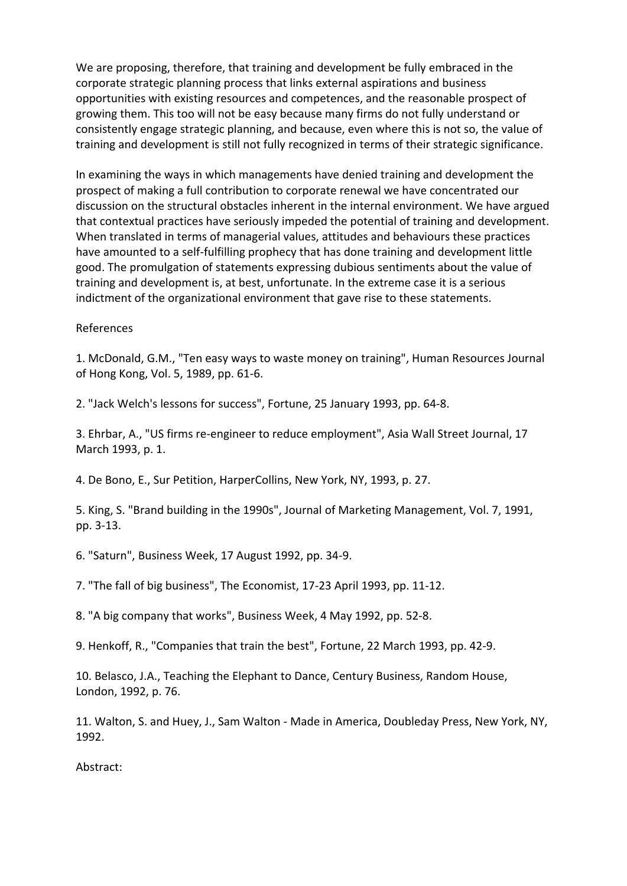We are proposing, therefore, that training and development be fully embraced in the corporate strategic planning process that links external aspirations and business opportunities with existing resources and competences, and the reasonable prospect of growing them. This too will not be easy because many firms do not fully understand or consistently engage strategic planning, and because, even where this is not so, the value of training and development is still not fully recognized in terms of their strategic significance.

In examining the ways in which managements have denied training and development the prospect of making a full contribution to corporate renewal we have concentrated our discussion on the structural obstacles inherent in the internal environment. We have argued that contextual practices have seriously impeded the potential of training and development. When translated in terms of managerial values, attitudes and behaviours these practices have amounted to a self-fulfilling prophecy that has done training and development little good. The promulgation of statements expressing dubious sentiments about the value of training and development is, at best, unfortunate. In the extreme case it is a serious indictment of the organizational environment that gave rise to these statements.

References

1. McDonald, G.M., "Ten easy ways to waste money on training", Human Resources Journal of Hong Kong, Vol. 5, 1989, pp. 61-6.

2. "Jack Welch's lessons for success", Fortune, 25 January 1993, pp. 64-8.

3. Ehrbar, A., "US firms re-engineer to reduce employment", Asia Wall Street Journal, 17 March 1993, p. 1.

4. De Bono, E., Sur Petition, HarperCollins, New York, NY, 1993, p. 27.

5. King, S. "Brand building in the 1990s", Journal of Marketing Management, Vol. 7, 1991, pp. 3-13.

6. "Saturn", Business Week, 17 August 1992, pp. 34-9.

7. "The fall of big business", The Economist, 17-23 April 1993, pp. 11-12.

8. "A big company that works", Business Week, 4 May 1992, pp. 52-8.

9. Henkoff, R., "Companies that train the best", Fortune, 22 March 1993, pp. 42-9.

10. Belasco, J.A., Teaching the Elephant to Dance, Century Business, Random House, London, 1992, p. 76.

11. Walton, S. and Huey, J., Sam Walton - Made in America, Doubleday Press, New York, NY, 1992.

Abstract: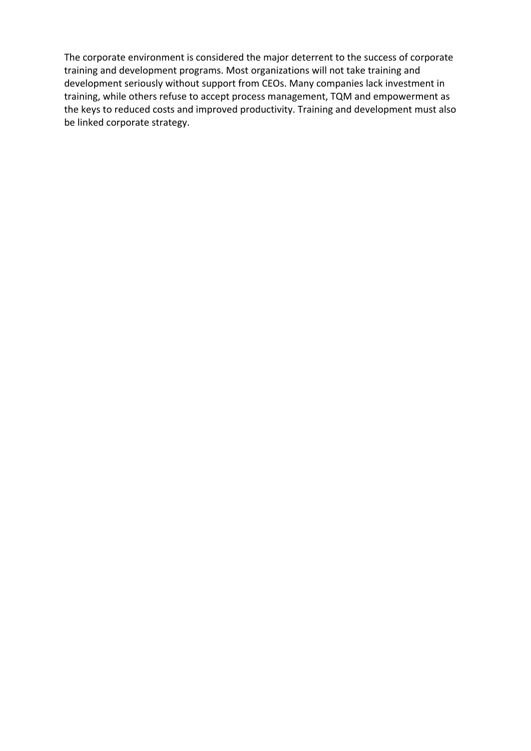The corporate environment is considered the major deterrent to the success of corporate training and development programs. Most organizations will not take training and development seriously without support from CEOs. Many companies lack investment in training, while others refuse to accept process management, TQM and empowerment as the keys to reduced costs and improved productivity. Training and development must also be linked corporate strategy.